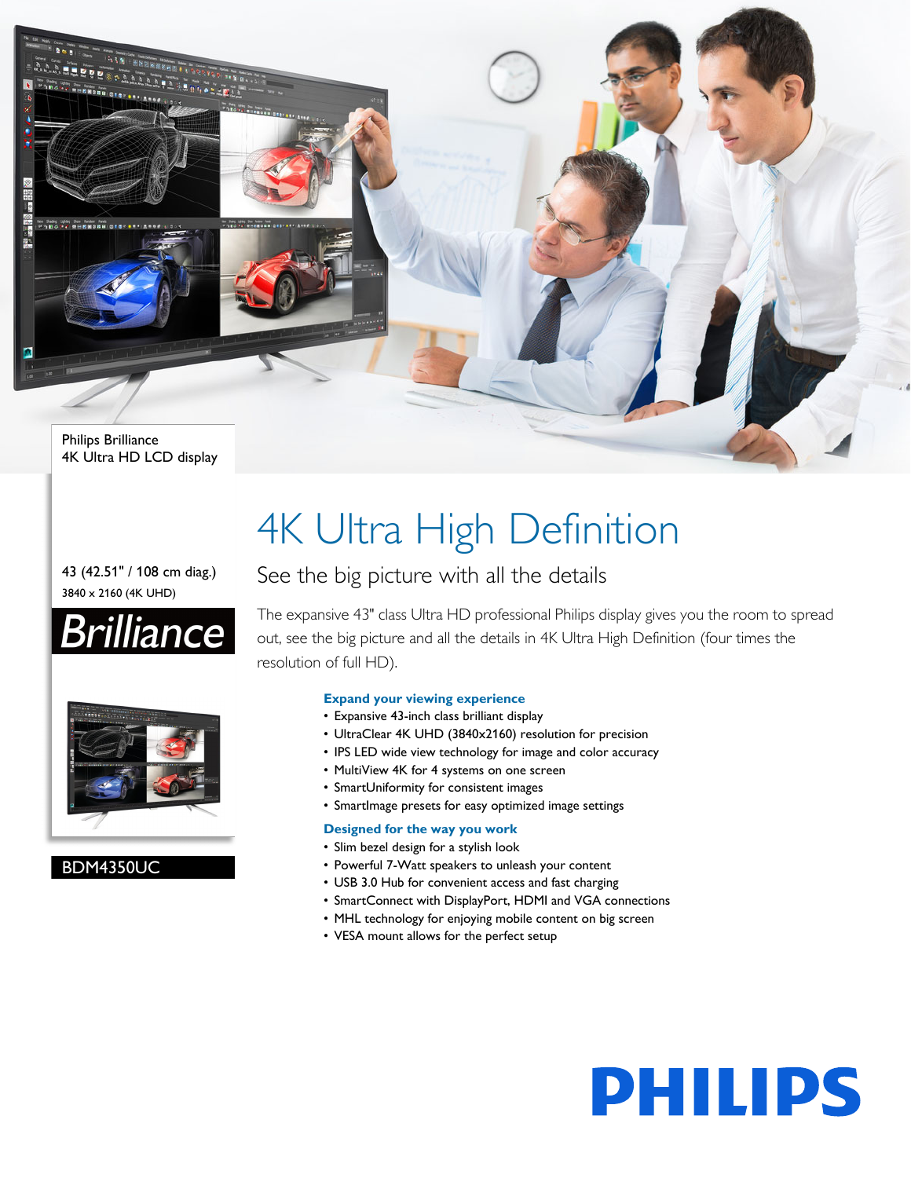Philips Brilliance
4K Ultra HD LCD display

43 (42.51" / 108 cm diag.)
3840 x 2160 (4K UHD)

Brilliance

BDM4350UC

# 4K Ultra High Definition

## See the big picture with all the details

The expansive 43" class Ultra HD professional Philips display gives you the room to spread out, see the big picture and all the details in 4K Ultra High Definition (four times the resolution of full HD).

### Expand your viewing experience

- Expansive 43-inch class brilliant display
- UltraClear 4K UHD (3840x2160) resolution for precision
- IPS LED wide view technology for image and color accuracy
- MultiView 4K for 4 systems on one screen
- SmartUniformity for consistent images
- SmartImage presets for easy optimized image settings

### Designed for the way you work

- Slim bezel design for a stylish look
- Powerful 7-Watt speakers to unleash your content
- USB 3.0 Hub for convenient access and fast charging
- SmartConnect with DisplayPort, HDMI and VGA connections
- MHL technology for enjoying mobile content on big screen
- VESA mount allows for the perfect setup

PHILIPS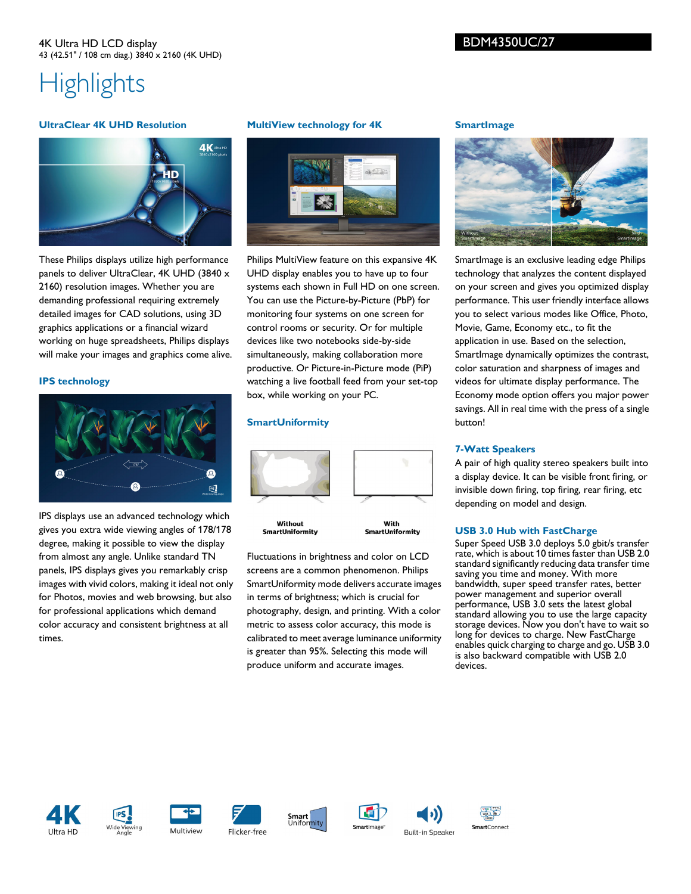4K Ultra HD LCD display
43 (42.51" / 108 cm diag.) 3840 x 2160 (4K UHD)

BDM4350UC/27

# Highlights

### UltraClear 4K UHD Resolution

These Philips displays utilize high performance panels to deliver UltraClear, 4K UHD (3840 x 2160) resolution images. Whether you are demanding professional requiring extremely detailed images for CAD solutions, using 3D graphics applications or a financial wizard working on huge spreadsheets, Philips displays will make your images and graphics come alive.

### IPS technology

IPS displays use an advanced technology which gives you extra wide viewing angles of 178/178 degree, making it possible to view the display from almost any angle. Unlike standard TN panels, IPS displays gives you remarkably crisp images with vivid colors, making it ideal not only for Photos, movies and web browsing, but also for professional applications which demand color accuracy and consistent brightness at all times.

### MultiView technology for 4K

Philips MultiView feature on this expansive 4K UHD display enables you to have up to four systems each shown in Full HD on one screen. You can use the Picture-by-Picture (PbP) for monitoring four systems on one screen for control rooms or security. Or for multiple devices like two notebooks side-by-side simultaneously, making collaboration more productive. Or Picture-in-Picture mode (PiP) watching a live football feed from your set-top box, while working on your PC.

### SmartUniformity

Without SmartUniformity

With SmartUniformity

Fluctuations in brightness and color on LCD screens are a common phenomenon. Philips SmartUniformity mode delivers accurate images in terms of brightness; which is crucial for photography, design, and printing. With a color metric to assess color accuracy, this mode is calibrated to meet average luminance uniformity is greater than 95%. Selecting this mode will produce uniform and accurate images.

### SmartImage

SmartImage is an exclusive leading edge Philips technology that analyzes the content displayed on your screen and gives you optimized display performance. This user friendly interface allows you to select various modes like Office, Photo, Movie, Game, Economy etc., to fit the application in use. Based on the selection, SmartImage dynamically optimizes the contrast, color saturation and sharpness of images and videos for ultimate display performance. The Economy mode option offers you major power savings. All in real time with the press of a single button!

### 7-Watt Speakers

A pair of high quality stereo speakers built into a display device. It can be visible front firing, or invisible down firing, top firing, rear firing, etc depending on model and design.

### USB 3.0 Hub with FastCharge

Super Speed USB 3.0 deploys 5.0 gbit/s transfer rate, which is about 10 times faster than USB 2.0 standard significantly reducing data transfer time saving you time and money. With more bandwidth, super speed transfer rates, better power management and superior overall performance, USB 3.0 sets the latest global standard allowing you to use the large capacity storage devices. Now you don't have to wait so long for devices to charge. New FastCharge enables quick charging to charge and go. USB 3.0 is also backward compatible with USB 2.0 devices.

4K Ultra HD | Wide Viewing Angle | Multiview | Flicker-free | Smart Uniformity | SmartImage | Built-in Speaker | SmartConnect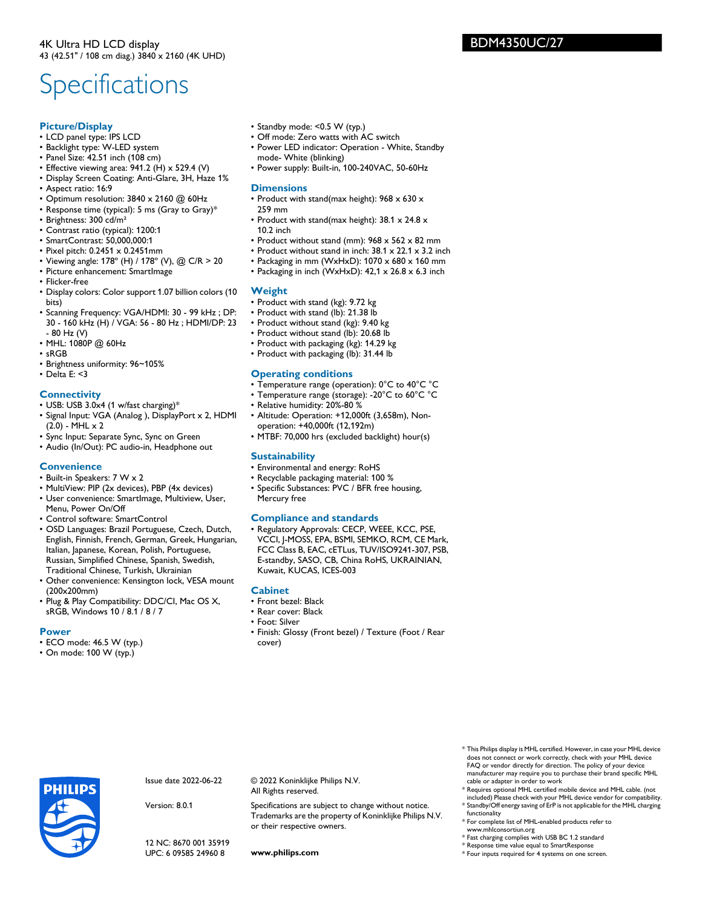4K Ultra HD LCD display
43 (42.51" / 108 cm diag.) 3840 x 2160 (4K UHD)

BDM4350UC/27

# Specifications

## Picture/Display

- LCD panel type: IPS LCD
- Backlight type: W-LED system
- Panel Size: 42.51 inch (108 cm)
- Effective viewing area: 941.2 (H) x 529.4 (V)
- Display Screen Coating: Anti-Glare, 3H, Haze 1%
- Aspect ratio: 16:9
- Optimum resolution: 3840 x 2160 @ 60Hz
- Response time (typical): 5 ms (Gray to Gray)*
- Brightness: 300 cd/m²
- Contrast ratio (typical): 1200:1
- SmartContrast: 50,000,000:1
- Pixel pitch: 0.2451 x 0.2451mm
- Viewing angle: 178º (H) / 178º (V), @ C/R > 20
- Picture enhancement: SmartImage
- Flicker-free
- Display colors: Color support 1.07 billion colors (10 bits)
- Scanning Frequency: VGA/HDMI: 30 - 99 kHz ; DP: 30 - 160 kHz (H) / VGA: 56 - 80 Hz ; HDMI/DP: 23 - 80 Hz (V)
- MHL: 1080P @ 60Hz
- sRGB
- Brightness uniformity: 96~105%
- Delta E: <3

## Connectivity

- USB: USB 3.0x4 (1 w/fast charging)*
- Signal Input: VGA (Analog ), DisplayPort x 2, HDMI (2.0) - MHL x 2
- Sync Input: Separate Sync, Sync on Green
- Audio (In/Out): PC audio-in, Headphone out

## Convenience

- Built-in Speakers: 7 W x 2
- MultiView: PIP (2x devices), PBP (4x devices)
- User convenience: SmartImage, Multiview, User, Menu, Power On/Off
- Control software: SmartControl
- OSD Languages: Brazil Portuguese, Czech, Dutch, English, Finnish, French, German, Greek, Hungarian, Italian, Japanese, Korean, Polish, Portuguese, Russian, Simplified Chinese, Spanish, Swedish, Traditional Chinese, Turkish, Ukrainian
- Other convenience: Kensington lock, VESA mount (200x200mm)
- Plug & Play Compatibility: DDC/CI, Mac OS X, sRGB, Windows 10 / 8.1 / 8 / 7

## Power

- ECO mode: 46.5 W (typ.)
- On mode: 100 W (typ.)
- Standby mode: <0.5 W (typ.)
- Off mode: Zero watts with AC switch
- Power LED indicator: Operation - White, Standby mode- White (blinking)
- Power supply: Built-in, 100-240VAC, 50-60Hz

## Dimensions

- Product with stand(max height): 968 x 630 x 259 mm
- Product with stand(max height): 38.1 x 24.8 x 10.2 inch
- Product without stand (mm): 968 x 562 x 82 mm
- Product without stand in inch: 38.1 x 22.1 x 3.2 inch
- Packaging in mm (WxHxD): 1070 x 680 x 160 mm
- Packaging in inch (WxHxD): 42,1 x 26.8 x 6.3 inch

## Weight

- Product with stand (kg): 9.72 kg
- Product with stand (lb): 21.38 lb
- Product without stand (kg): 9.40 kg
- Product without stand (lb): 20.68 lb
- Product with packaging (kg): 14.29 kg
- Product with packaging (lb): 31.44 lb

## Operating conditions

- Temperature range (operation): 0°C to 40°C °C
- Temperature range (storage): -20°C to 60°C °C
- Relative humidity: 20%-80 %
- Altitude: Operation: +12,000ft (3,658m), Non-operation: +40,000ft (12,192m)
- MTBF: 70,000 hrs (excluded backlight) hour(s)

## Sustainability

- Environmental and energy: RoHS
- Recyclable packaging material: 100 %
- Specific Substances: PVC / BFR free housing, Mercury free

## Compliance and standards

- Regulatory Approvals: CECP, WEEE, KCC, PSE, VCCI, J-MOSS, EPA, BSMI, SEMKO, RCM, CE Mark, FCC Class B, EAC, cETLus, TUV/ISO9241-307, PSB, E-standby, SASO, CB, China RoHS, UKRAINIAN, Kuwait, KUCAS, ICES-003

## Cabinet

- Front bezel: Black
- Rear cover: Black
- Foot: Silver
- Finish: Glossy (Front bezel) / Texture (Foot / Rear cover)

Issue date 2022-06-22

Version: 8.0.1

12 NC: 8670 001 35919
UPC: 6 09585 24960 8

© 2022 Koninklijke Philips N.V.
All Rights reserved.

Specifications are subject to change without notice. Trademarks are the property of Koninklijke Philips N.V. or their respective owners.

www.philips.com

* This Philips display is MHL certified. However, in case your MHL device does not connect or work correctly, check with your MHL device FAQ or vendor directly for direction. The policy of your device manufacturer may require you to purchase their brand specific MHL cable or adapter in order to work
* Requires optional MHL certified mobile device and MHL cable. (not included) Please check with your MHL device vendor for compatibility.
* Standby/Off energy saving of ErP is not applicable for the MHL charging functionality
* For complete list of MHL-enabled products refer to www.mhlconsortiun.org
* Fast charging complies with USB BC 1.2 standard
* Response time value equal to SmartResponse
* Four inputs required for 4 systems on one screen.